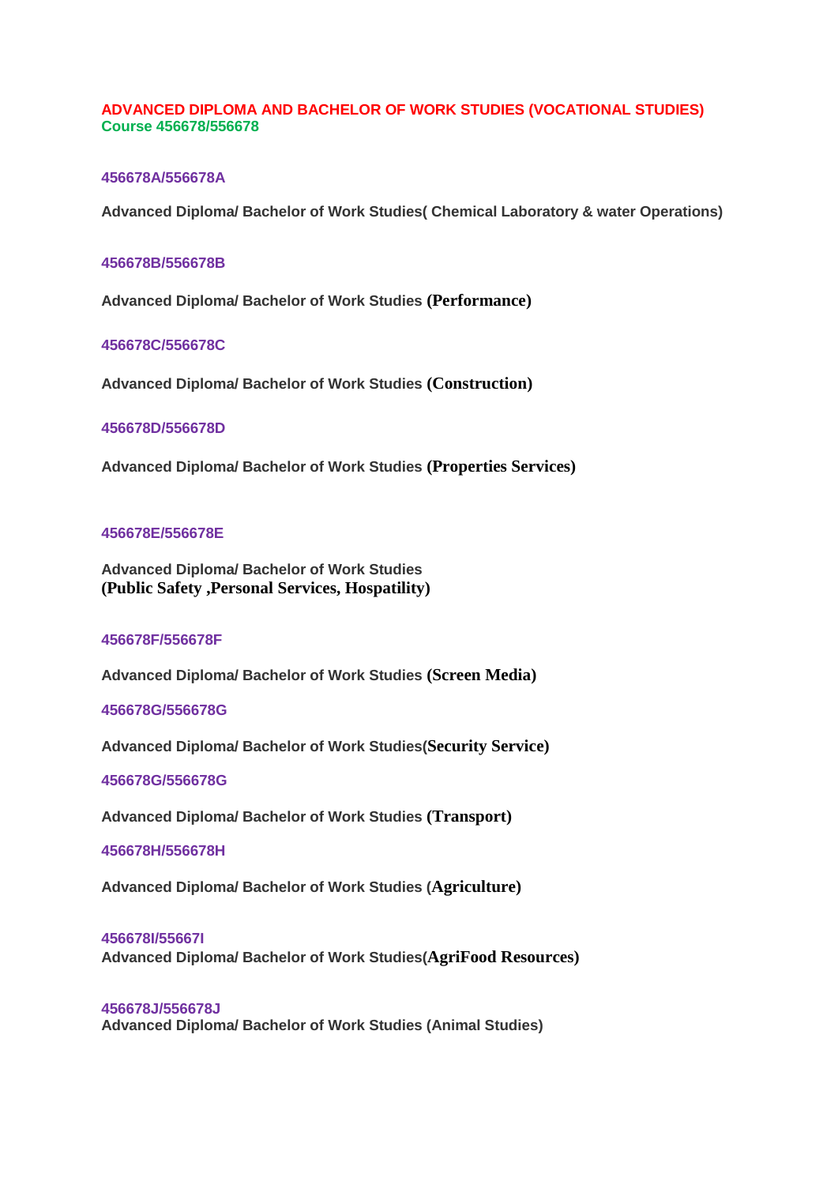# ADVANCED DIPLOMA AND BACHELOR OF WORK STUDIES (VOCATIONAL STUDIES)

## Course 456678/556678

### 456678A/556678A

**Advanced Diploma/ Bachelor of Work Studies( Chemical Laboratory & water Operations)**

### 456678B/556678B

**Advanced Diploma/ Bachelor of Work Studies (Performance)**

### 456678C/556678C

**Advanced Diploma/ Bachelor of Work Studies (Construction)**

### 456678D/556678D

**Advanced Diploma/ Bachelor of Work Studies (Properties Services)**

### 456678E/556678E

**Advanced Diploma/ Bachelor of Work Studies**
**(Public Safety ,Personal Services, Hospatility)**

### 456678F/556678F

**Advanced Diploma/ Bachelor of Work Studies (Screen Media)**

### 456678G/556678G

**Advanced Diploma/ Bachelor of Work Studies(Security Service)**

### 456678G/556678G

**Advanced Diploma/ Bachelor of Work Studies (Transport)**

### 456678H/556678H

**Advanced Diploma/ Bachelor of Work Studies (Agriculture)**

### 456678I/55667I

**Advanced Diploma/ Bachelor of Work Studies(AgriFood Resources)**

### 456678J/556678J

**Advanced Diploma/ Bachelor of Work Studies (Animal Studies)**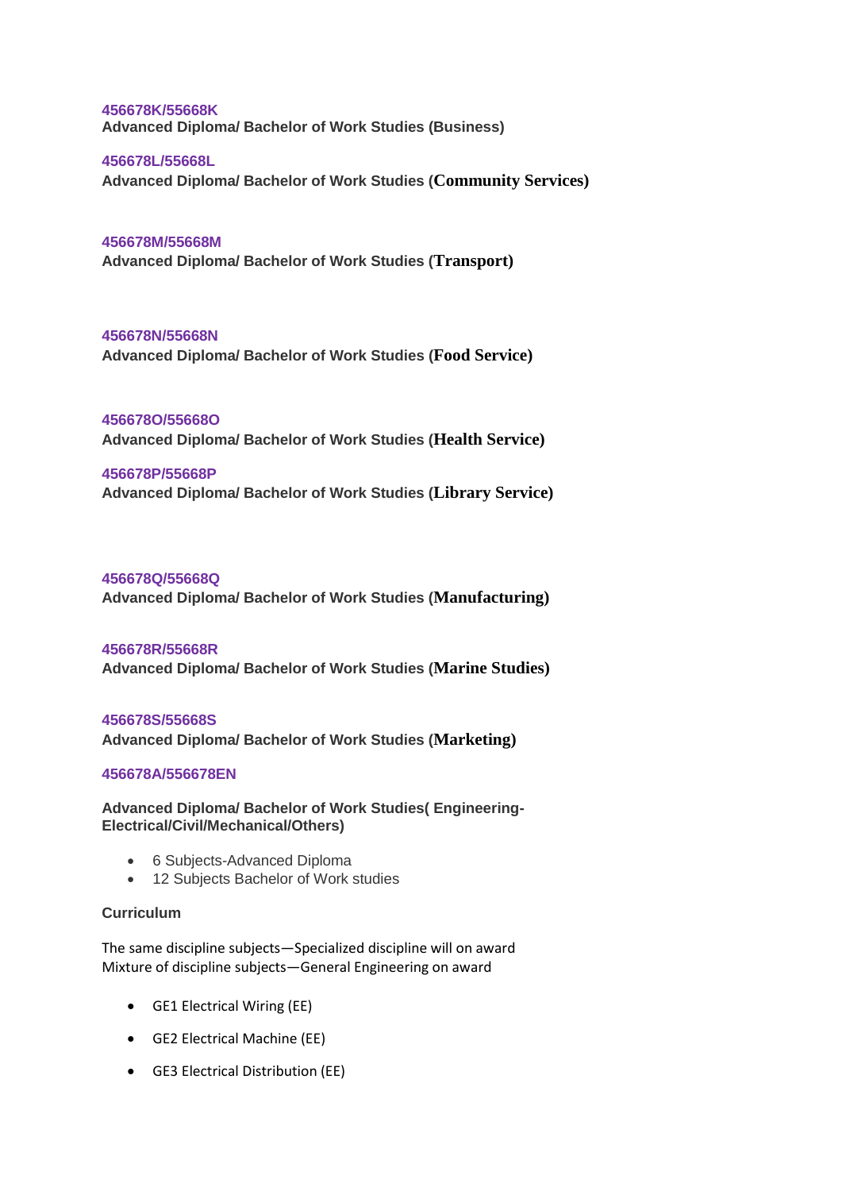**456678K/55668K**
**Advanced Diploma/ Bachelor of Work Studies (Business)**

**456678L/55668L**
**Advanced Diploma/ Bachelor of Work Studies (Community Services)**

**456678M/55668M**
**Advanced Diploma/ Bachelor of Work Studies (Transport)**

**456678N/55668N**
**Advanced Diploma/ Bachelor of Work Studies (Food Service)**

**456678O/55668O**
**Advanced Diploma/ Bachelor of Work Studies (Health Service)**

**456678P/55668P**
**Advanced Diploma/ Bachelor of Work Studies (Library Service)**

**456678Q/55668Q**
**Advanced Diploma/ Bachelor of Work Studies (Manufacturing)**

**456678R/55668R**
**Advanced Diploma/ Bachelor of Work Studies (Marine Studies)**

**456678S/55668S**
**Advanced Diploma/ Bachelor of Work Studies (Marketing)**

**456678A/556678EN**

**Advanced Diploma/ Bachelor of Work Studies( Engineering-Electrical/Civil/Mechanical/Others)**

- 6 Subjects-Advanced Diploma
- 12 Subjects Bachelor of Work studies

**Curriculum**

The same discipline subjects—Specialized discipline will on award
Mixture of discipline subjects—General Engineering on award

- GE1 Electrical Wiring (EE)
- GE2 Electrical Machine (EE)
- GE3 Electrical Distribution (EE)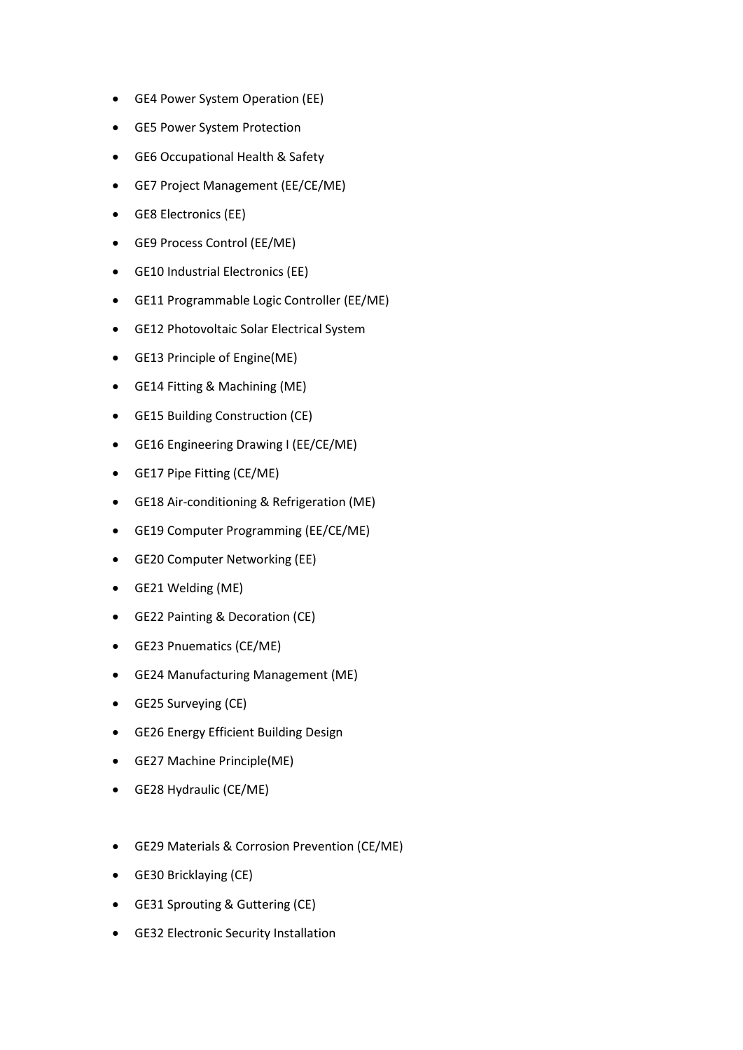- GE4 Power System Operation (EE)
- GE5 Power System Protection
- GE6 Occupational Health & Safety
- GE7 Project Management (EE/CE/ME)
- GE8 Electronics (EE)
- GE9 Process Control (EE/ME)
- GE10 Industrial Electronics (EE)
- GE11 Programmable Logic Controller (EE/ME)
- GE12 Photovoltaic Solar Electrical System
- GE13 Principle of Engine(ME)
- GE14 Fitting & Machining (ME)
- GE15 Building Construction (CE)
- GE16 Engineering Drawing I (EE/CE/ME)
- GE17 Pipe Fitting (CE/ME)
- GE18 Air-conditioning & Refrigeration (ME)
- GE19 Computer Programming (EE/CE/ME)
- GE20 Computer Networking (EE)
- GE21 Welding (ME)
- GE22 Painting & Decoration (CE)
- GE23 Pnuematics (CE/ME)
- GE24 Manufacturing Management (ME)
- GE25 Surveying (CE)
- GE26 Energy Efficient Building Design
- GE27 Machine Principle(ME)
- GE28 Hydraulic (CE/ME)

- GE29 Materials & Corrosion Prevention (CE/ME)
- GE30 Bricklaying (CE)
- GE31 Sprouting & Guttering (CE)
- GE32 Electronic Security Installation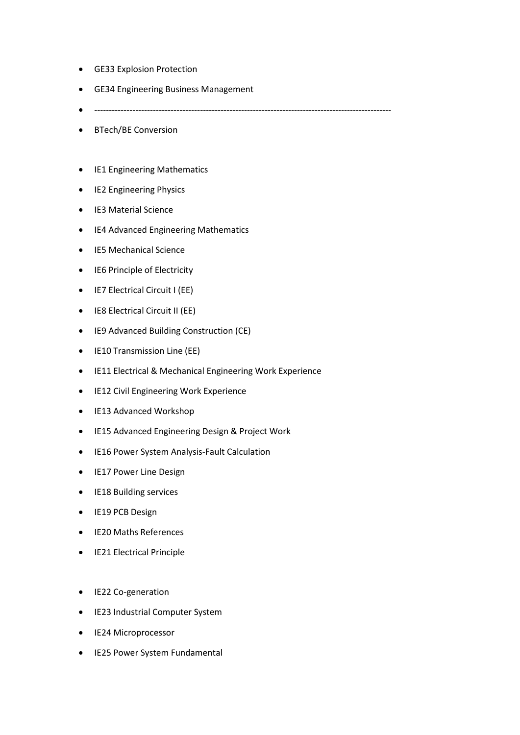- GE33 Explosion Protection
- GE34 Engineering Business Management
- ---------------------------------------------------------------------------------------------------
- BTech/BE Conversion

- IE1 Engineering Mathematics
- IE2 Engineering Physics
- IE3 Material Science
- IE4 Advanced Engineering Mathematics
- IE5 Mechanical Science
- IE6 Principle of Electricity
- IE7 Electrical Circuit I (EE)
- IE8 Electrical Circuit II (EE)
- IE9 Advanced Building Construction (CE)
- IE10 Transmission Line (EE)
- IE11 Electrical & Mechanical Engineering Work Experience
- IE12 Civil Engineering Work Experience
- IE13 Advanced Workshop
- IE15 Advanced Engineering Design & Project Work
- IE16 Power System Analysis-Fault Calculation
- IE17 Power Line Design
- IE18 Building services
- IE19 PCB Design
- IE20 Maths References
- IE21 Electrical Principle

- IE22 Co-generation
- IE23 Industrial Computer System
- IE24 Microprocessor
- IE25 Power System Fundamental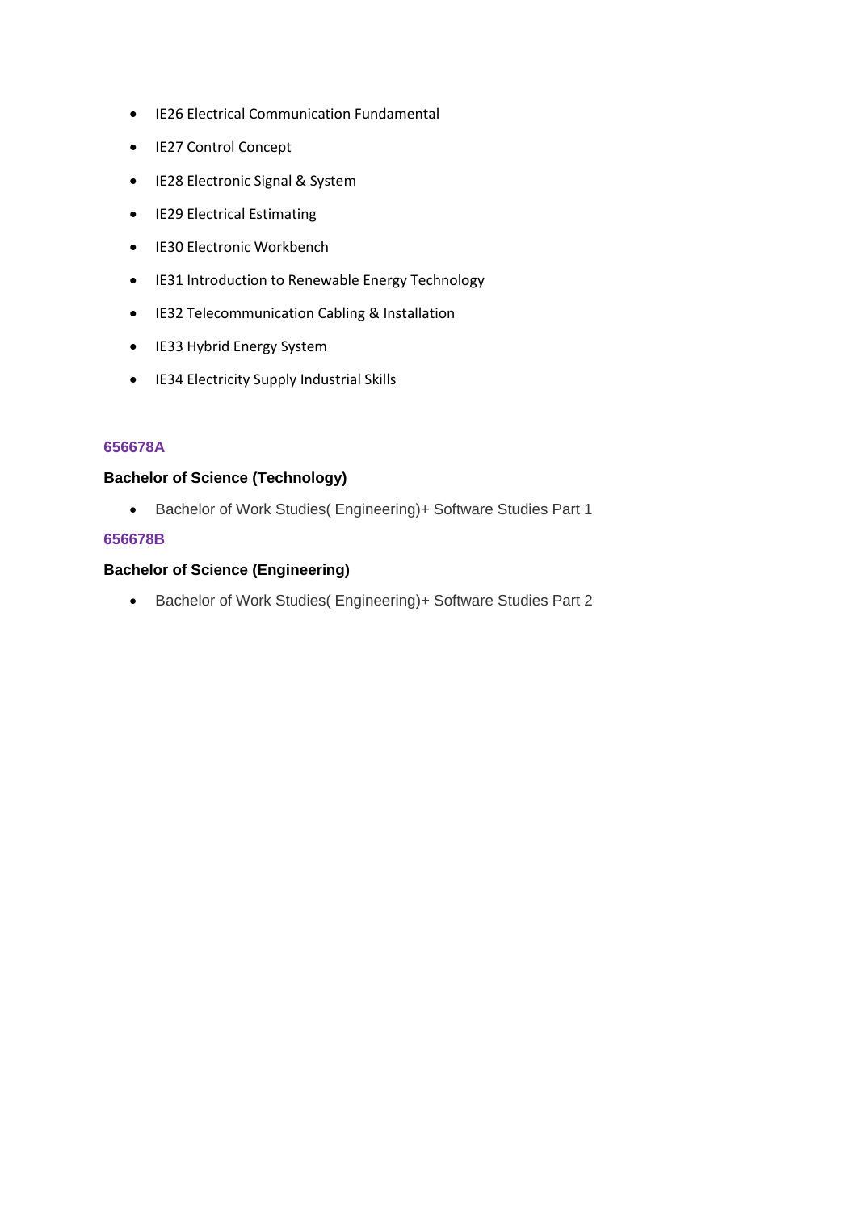- IE26 Electrical Communication Fundamental
- IE27 Control Concept
- IE28 Electronic Signal & System
- IE29 Electrical Estimating
- IE30 Electronic Workbench
- IE31 Introduction to Renewable Energy Technology
- IE32 Telecommunication Cabling & Installation
- IE33 Hybrid Energy System
- IE34 Electricity Supply Industrial Skills

**656678A**

**Bachelor of Science (Technology)**

- Bachelor of Work Studies( Engineering)+ Software Studies Part 1

**656678B**

**Bachelor of Science (Engineering)**

- Bachelor of Work Studies( Engineering)+ Software Studies Part 2